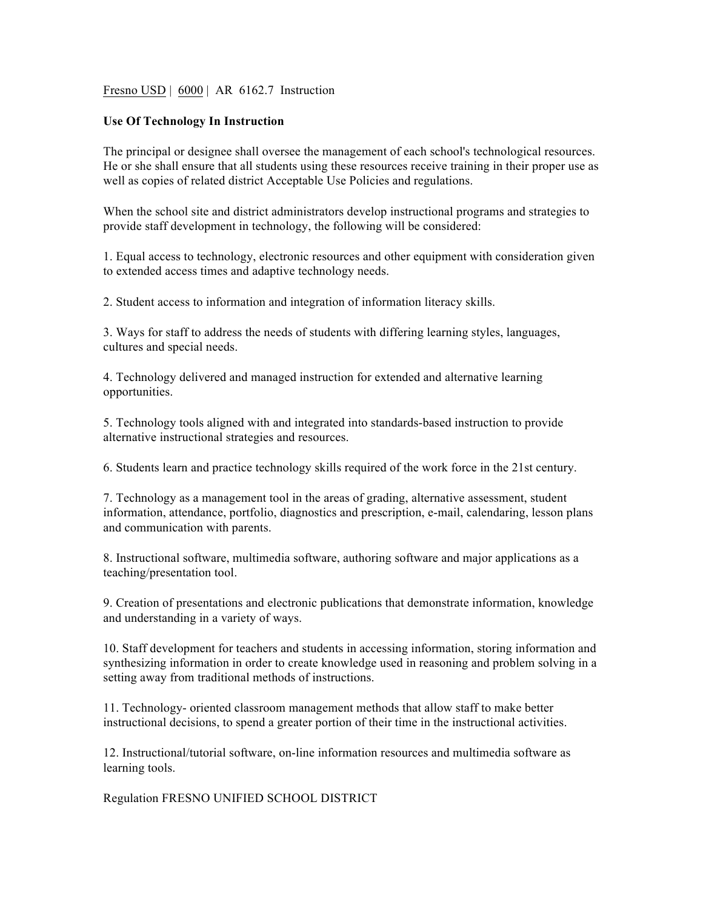Fresno USD | 6000 | AR 6162.7 Instruction

**Use Of Technology In Instruction**

The principal or designee shall oversee the management of each school's technological resources. He or she shall ensure that all students using these resources receive training in their proper use as well as copies of related district Acceptable Use Policies and regulations.

When the school site and district administrators develop instructional programs and strategies to provide staff development in technology, the following will be considered:

1. Equal access to technology, electronic resources and other equipment with consideration given to extended access times and adaptive technology needs.

2. Student access to information and integration of information literacy skills.

3. Ways for staff to address the needs of students with differing learning styles, languages, cultures and special needs.

4. Technology delivered and managed instruction for extended and alternative learning opportunities.

5. Technology tools aligned with and integrated into standards-based instruction to provide alternative instructional strategies and resources.

6. Students learn and practice technology skills required of the work force in the 21st century.

7. Technology as a management tool in the areas of grading, alternative assessment, student information, attendance, portfolio, diagnostics and prescription, e-mail, calendaring, lesson plans and communication with parents.

8. Instructional software, multimedia software, authoring software and major applications as a teaching/presentation tool.

9. Creation of presentations and electronic publications that demonstrate information, knowledge and understanding in a variety of ways.

10. Staff development for teachers and students in accessing information, storing information and synthesizing information in order to create knowledge used in reasoning and problem solving in a setting away from traditional methods of instructions.

11. Technology- oriented classroom management methods that allow staff to make better instructional decisions, to spend a greater portion of their time in the instructional activities.

12. Instructional/tutorial software, on-line information resources and multimedia software as learning tools.

Regulation FRESNO UNIFIED SCHOOL DISTRICT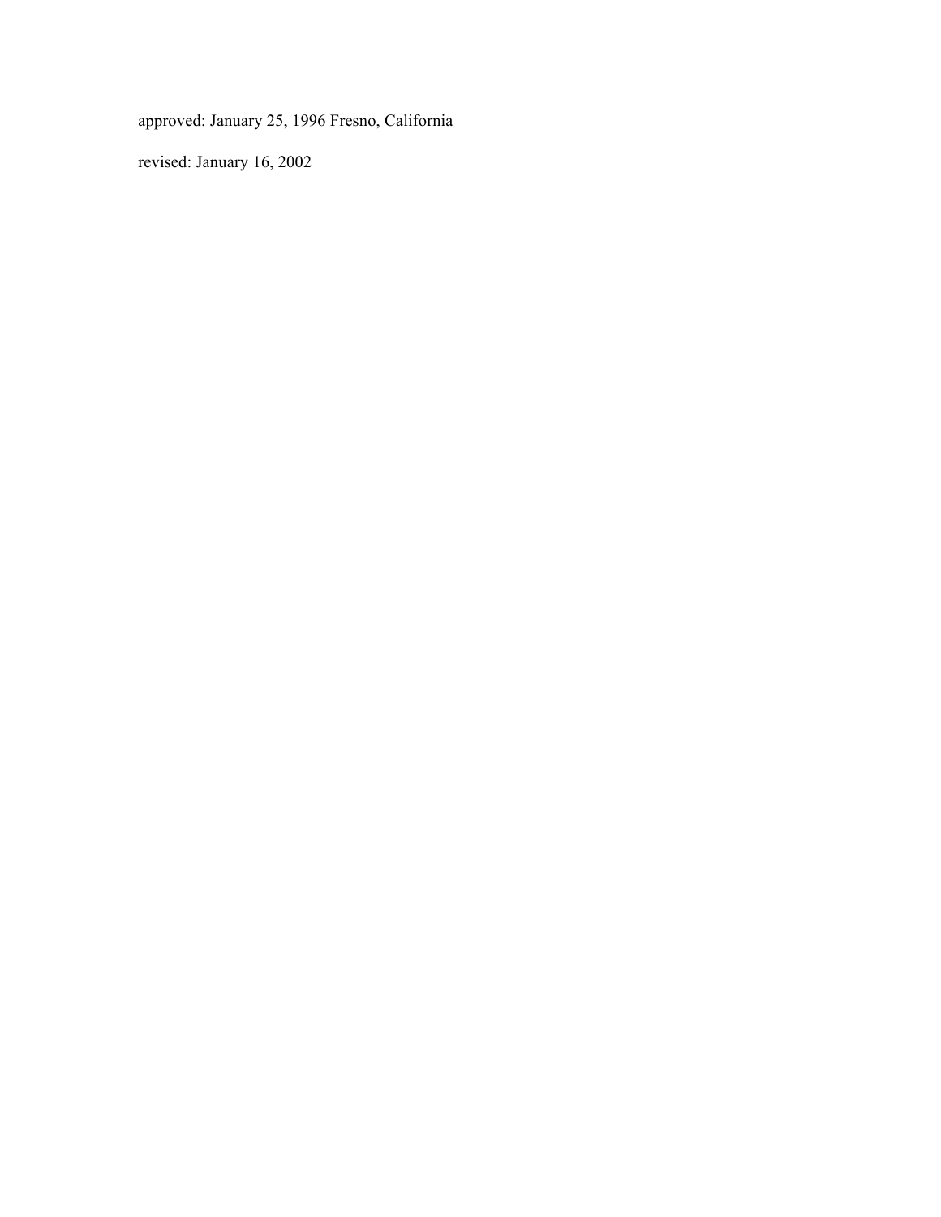approved: January 25, 1996 Fresno, California

revised: January 16, 2002